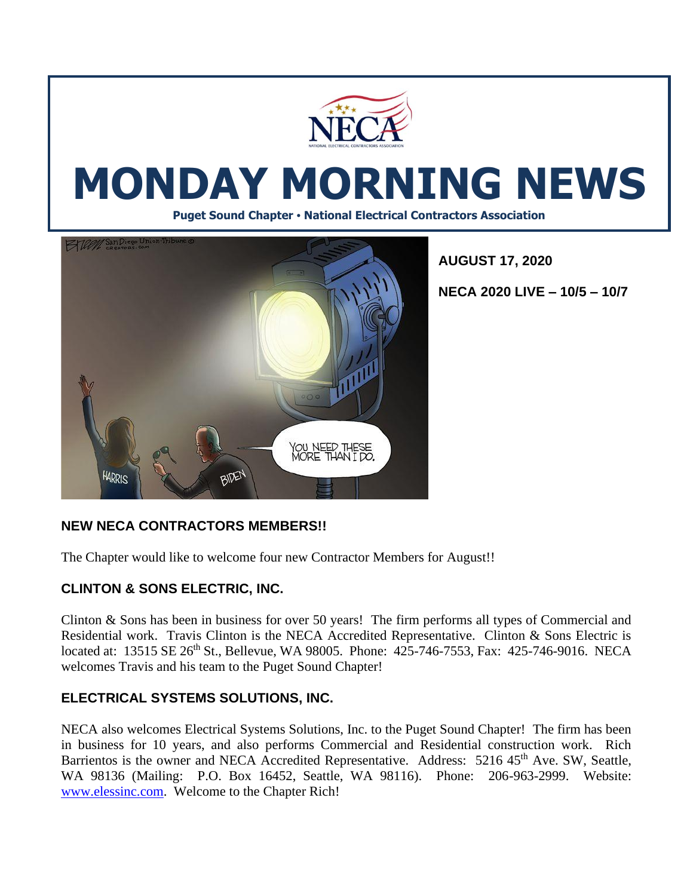# MONDAY MORNING NEWS

**Puget Sound Chapter • National Electrical Contractors Association**

**AUGUST 17, 2020**

**NECA 2020 LIVE – 10/5 – 10/7**

## NEW NECA CONTRACTORS MEMBERS!!

The Chapter would like to welcome four new Contractor Members for August!!

## CLINTON & SONS ELECTRIC, INC.

Clinton & Sons has been in business for over 50 years! The firm performs all types of Commercial and Residential work. Travis Clinton is the NECA Accredited Representative. Clinton & Sons Electric is located at: 13515 SE 26th St., Bellevue, WA 98005. Phone: 425-746-7553, Fax: 425-746-9016. NECA welcomes Travis and his team to the Puget Sound Chapter!

## ELECTRICAL SYSTEMS SOLUTIONS, INC.

NECA also welcomes Electrical Systems Solutions, Inc. to the Puget Sound Chapter! The firm has been in business for 10 years, and also performs Commercial and Residential construction work. Rich Barrientos is the owner and NECA Accredited Representative. Address: 5216 45th Ave. SW, Seattle, WA 98136 (Mailing: P.O. Box 16452, Seattle, WA 98116). Phone: 206-963-2999. Website: www.elessinc.com. Welcome to the Chapter Rich!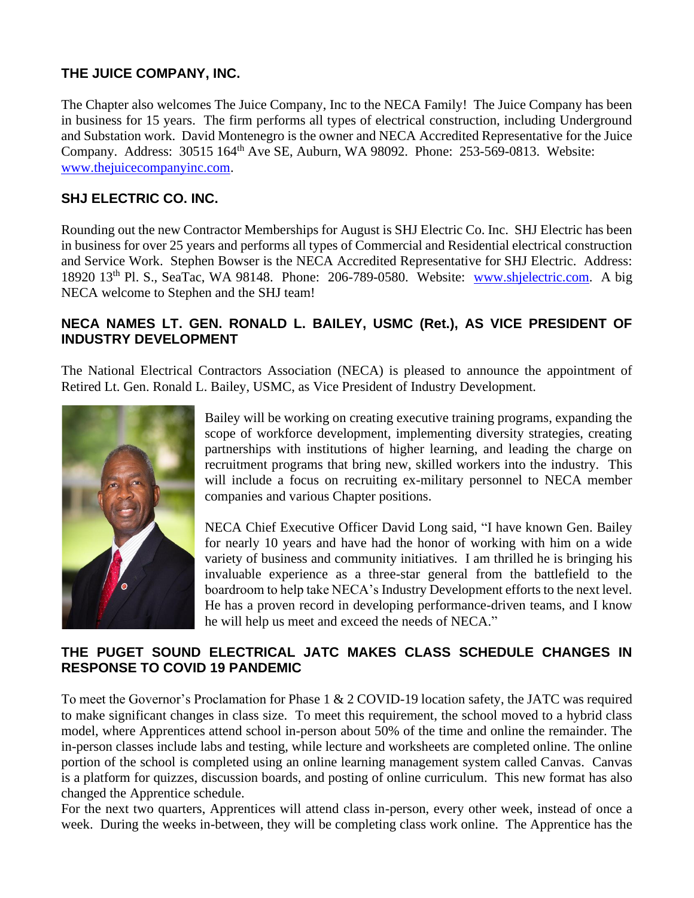### THE JUICE COMPANY, INC.

The Chapter also welcomes The Juice Company, Inc to the NECA Family! The Juice Company has been in business for 15 years. The firm performs all types of electrical construction, including Underground and Substation work. David Montenegro is the owner and NECA Accredited Representative for the Juice Company. Address: 30515 164th Ave SE, Auburn, WA 98092. Phone: 253-569-0813. Website: [www.thejuicecompanyinc.com](http://www.thejuicecompanyinc.com).

### SHJ ELECTRIC CO. INC.

Rounding out the new Contractor Memberships for August is SHJ Electric Co. Inc. SHJ Electric has been in business for over 25 years and performs all types of Commercial and Residential electrical construction and Service Work. Stephen Bowser is the NECA Accredited Representative for SHJ Electric. Address: 18920 13th Pl. S., SeaTac, WA 98148. Phone: 206-789-0580. Website: [www.shjelectric.com](http://www.shjelectric.com). A big NECA welcome to Stephen and the SHJ team!

### NECA NAMES LT. GEN. RONALD L. BAILEY, USMC (Ret.), AS VICE PRESIDENT OF INDUSTRY DEVELOPMENT

The National Electrical Contractors Association (NECA) is pleased to announce the appointment of Retired Lt. Gen. Ronald L. Bailey, USMC, as Vice President of Industry Development.

Bailey will be working on creating executive training programs, expanding the scope of workforce development, implementing diversity strategies, creating partnerships with institutions of higher learning, and leading the charge on recruitment programs that bring new, skilled workers into the industry. This will include a focus on recruiting ex-military personnel to NECA member companies and various Chapter positions.

NECA Chief Executive Officer David Long said, "I have known Gen. Bailey for nearly 10 years and have had the honor of working with him on a wide variety of business and community initiatives. I am thrilled he is bringing his invaluable experience as a three-star general from the battlefield to the boardroom to help take NECA's Industry Development efforts to the next level. He has a proven record in developing performance-driven teams, and I know he will help us meet and exceed the needs of NECA."

### THE PUGET SOUND ELECTRICAL JATC MAKES CLASS SCHEDULE CHANGES IN RESPONSE TO COVID 19 PANDEMIC

To meet the Governor's Proclamation for Phase 1 & 2 COVID-19 location safety, the JATC was required to make significant changes in class size. To meet this requirement, the school moved to a hybrid class model, where Apprentices attend school in-person about 50% of the time and online the remainder. The in-person classes include labs and testing, while lecture and worksheets are completed online. The online portion of the school is completed using an online learning management system called Canvas. Canvas is a platform for quizzes, discussion boards, and posting of online curriculum. This new format has also changed the Apprentice schedule.

For the next two quarters, Apprentices will attend class in-person, every other week, instead of once a week. During the weeks in-between, they will be completing class work online. The Apprentice has the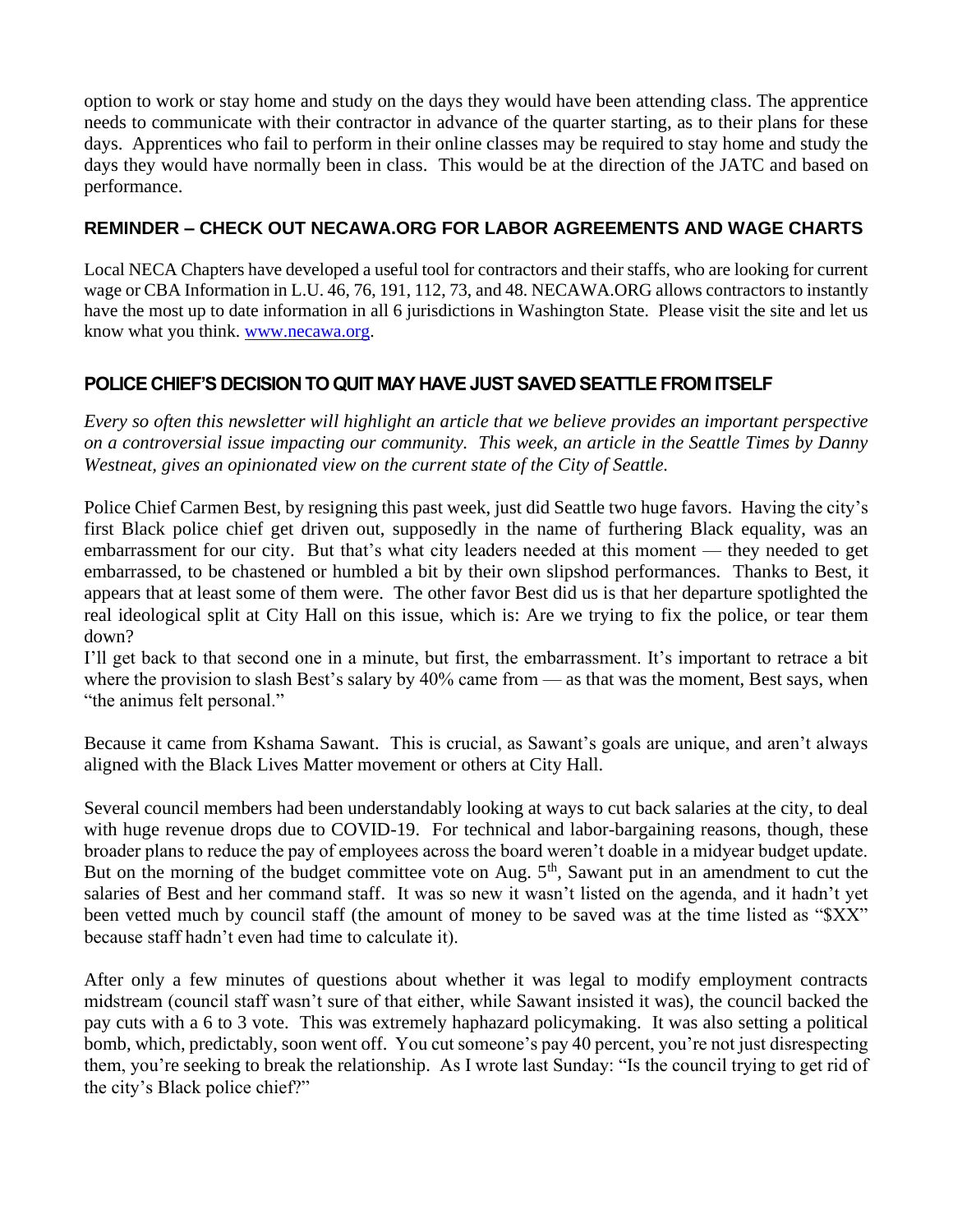option to work or stay home and study on the days they would have been attending class. The apprentice needs to communicate with their contractor in advance of the quarter starting, as to their plans for these days. Apprentices who fail to perform in their online classes may be required to stay home and study the days they would have normally been in class. This would be at the direction of the JATC and based on performance.

## REMINDER – CHECK OUT NECAWA.ORG FOR LABOR AGREEMENTS AND WAGE CHARTS

Local NECA Chapters have developed a useful tool for contractors and their staffs, who are looking for current wage or CBA Information in L.U. 46, 76, 191, 112, 73, and 48. NECAWA.ORG allows contractors to instantly have the most up to date information in all 6 jurisdictions in Washington State. Please visit the site and let us know what you think. [www.necawa.org](http://www.necawa.org).

## POLICE CHIEF'S DECISION TO QUIT MAY HAVE JUST SAVED SEATTLE FROM ITSELF

*Every so often this newsletter will highlight an article that we believe provides an important perspective on a controversial issue impacting our community. This week, an article in the Seattle Times by Danny Westneat, gives an opinionated view on the current state of the City of Seattle.*

Police Chief Carmen Best, by resigning this past week, just did Seattle two huge favors. Having the city's first Black police chief get driven out, supposedly in the name of furthering Black equality, was an embarrassment for our city. But that's what city leaders needed at this moment — they needed to get embarrassed, to be chastened or humbled a bit by their own slipshod performances. Thanks to Best, it appears that at least some of them were. The other favor Best did us is that her departure spotlighted the real ideological split at City Hall on this issue, which is: Are we trying to fix the police, or tear them down?

I'll get back to that second one in a minute, but first, the embarrassment. It's important to retrace a bit where the provision to slash Best's salary by 40% came from — as that was the moment, Best says, when "the animus felt personal."

Because it came from Kshama Sawant. This is crucial, as Sawant's goals are unique, and aren't always aligned with the Black Lives Matter movement or others at City Hall.

Several council members had been understandably looking at ways to cut back salaries at the city, to deal with huge revenue drops due to COVID-19. For technical and labor-bargaining reasons, though, these broader plans to reduce the pay of employees across the board weren't doable in a midyear budget update. But on the morning of the budget committee vote on Aug. 5th, Sawant put in an amendment to cut the salaries of Best and her command staff. It was so new it wasn't listed on the agenda, and it hadn't yet been vetted much by council staff (the amount of money to be saved was at the time listed as "$XX" because staff hadn't even had time to calculate it).

After only a few minutes of questions about whether it was legal to modify employment contracts midstream (council staff wasn't sure of that either, while Sawant insisted it was), the council backed the pay cuts with a 6 to 3 vote. This was extremely haphazard policymaking. It was also setting a political bomb, which, predictably, soon went off. You cut someone's pay 40 percent, you're not just disrespecting them, you're seeking to break the relationship. As I wrote last Sunday: "Is the council trying to get rid of the city's Black police chief?"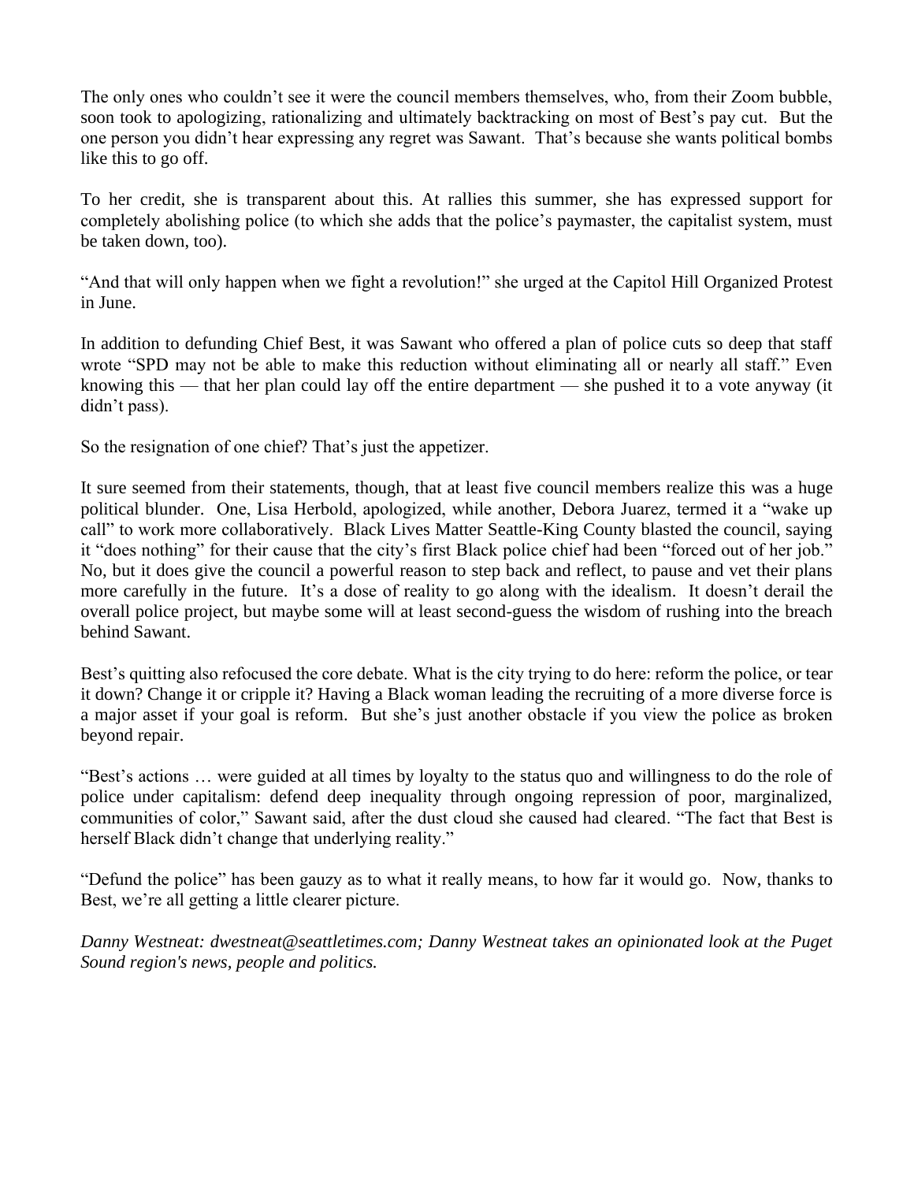The only ones who couldn't see it were the council members themselves, who, from their Zoom bubble, soon took to apologizing, rationalizing and ultimately backtracking on most of Best's pay cut. But the one person you didn't hear expressing any regret was Sawant. That's because she wants political bombs like this to go off.

To her credit, she is transparent about this. At rallies this summer, she has expressed support for completely abolishing police (to which she adds that the police's paymaster, the capitalist system, must be taken down, too).

"And that will only happen when we fight a revolution!" she urged at the Capitol Hill Organized Protest in June.

In addition to defunding Chief Best, it was Sawant who offered a plan of police cuts so deep that staff wrote "SPD may not be able to make this reduction without eliminating all or nearly all staff." Even knowing this — that her plan could lay off the entire department — she pushed it to a vote anyway (it didn't pass).

So the resignation of one chief? That's just the appetizer.

It sure seemed from their statements, though, that at least five council members realize this was a huge political blunder. One, Lisa Herbold, apologized, while another, Debora Juarez, termed it a "wake up call" to work more collaboratively. Black Lives Matter Seattle-King County blasted the council, saying it "does nothing" for their cause that the city's first Black police chief had been "forced out of her job." No, but it does give the council a powerful reason to step back and reflect, to pause and vet their plans more carefully in the future. It's a dose of reality to go along with the idealism. It doesn't derail the overall police project, but maybe some will at least second-guess the wisdom of rushing into the breach behind Sawant.

Best's quitting also refocused the core debate. What is the city trying to do here: reform the police, or tear it down? Change it or cripple it? Having a Black woman leading the recruiting of a more diverse force is a major asset if your goal is reform. But she's just another obstacle if you view the police as broken beyond repair.

"Best's actions … were guided at all times by loyalty to the status quo and willingness to do the role of police under capitalism: defend deep inequality through ongoing repression of poor, marginalized, communities of color," Sawant said, after the dust cloud she caused had cleared. "The fact that Best is herself Black didn't change that underlying reality."

"Defund the police" has been gauzy as to what it really means, to how far it would go. Now, thanks to Best, we're all getting a little clearer picture.

*Danny Westneat: dwestneat@seattletimes.com; Danny Westneat takes an opinionated look at the Puget Sound region's news, people and politics.*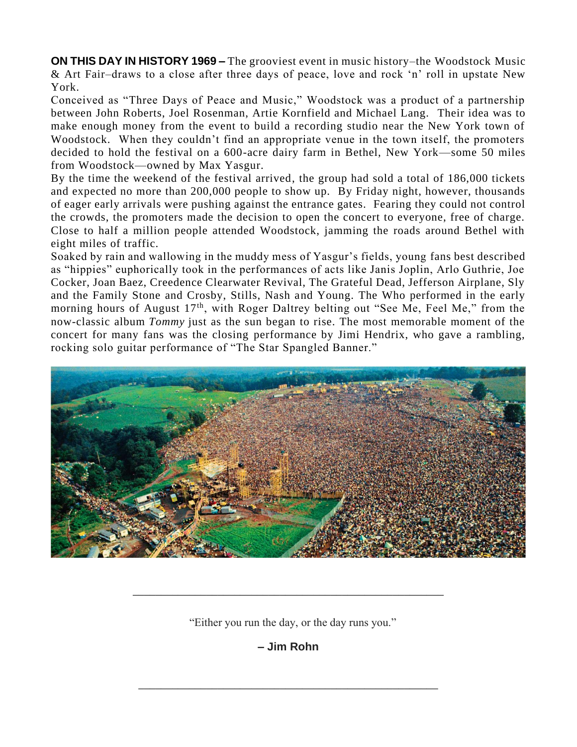**ON THIS DAY IN HISTORY 1969 –** The grooviest event in music history–the Woodstock Music & Art Fair–draws to a close after three days of peace, love and rock 'n' roll in upstate New York.

Conceived as "Three Days of Peace and Music," Woodstock was a product of a partnership between John Roberts, Joel Rosenman, Artie Kornfield and Michael Lang. Their idea was to make enough money from the event to build a recording studio near the New York town of Woodstock. When they couldn't find an appropriate venue in the town itself, the promoters decided to hold the festival on a 600-acre dairy farm in Bethel, New York—some 50 miles from Woodstock—owned by Max Yasgur.

By the time the weekend of the festival arrived, the group had sold a total of 186,000 tickets and expected no more than 200,000 people to show up. By Friday night, however, thousands of eager early arrivals were pushing against the entrance gates. Fearing they could not control the crowds, the promoters made the decision to open the concert to everyone, free of charge. Close to half a million people attended Woodstock, jamming the roads around Bethel with eight miles of traffic.

Soaked by rain and wallowing in the muddy mess of Yasgur's fields, young fans best described as "hippies" euphorically took in the performances of acts like Janis Joplin, Arlo Guthrie, Joe Cocker, Joan Baez, Creedence Clearwater Revival, The Grateful Dead, Jefferson Airplane, Sly and the Family Stone and Crosby, Stills, Nash and Young. The Who performed in the early morning hours of August 17th, with Roger Daltrey belting out "See Me, Feel Me," from the now-classic album *Tommy* just as the sun began to rise. The most memorable moment of the concert for many fans was the closing performance by Jimi Hendrix, who gave a rambling, rocking solo guitar performance of "The Star Spangled Banner."

---

"Either you run the day, or the day runs you."

**– Jim Rohn**

---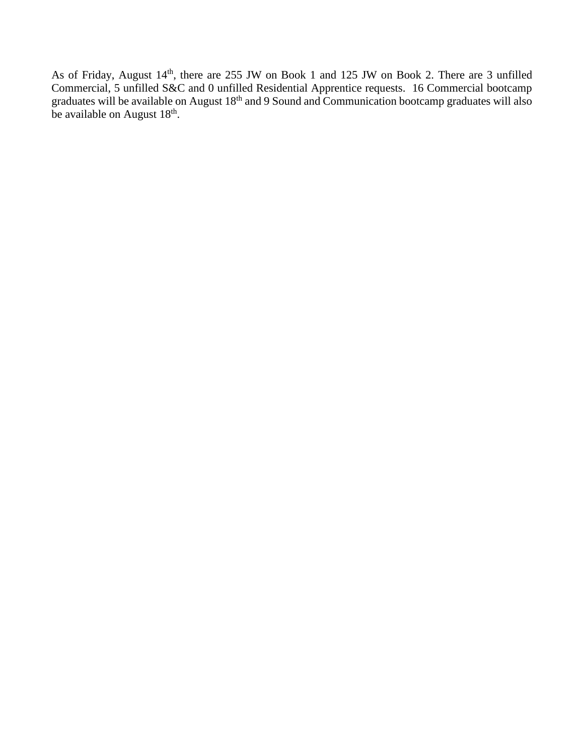As of Friday, August 14th, there are 255 JW on Book 1 and 125 JW on Book 2. There are 3 unfilled Commercial, 5 unfilled S&C and 0 unfilled Residential Apprentice requests. 16 Commercial bootcamp graduates will be available on August 18th and 9 Sound and Communication bootcamp graduates will also be available on August 18th.